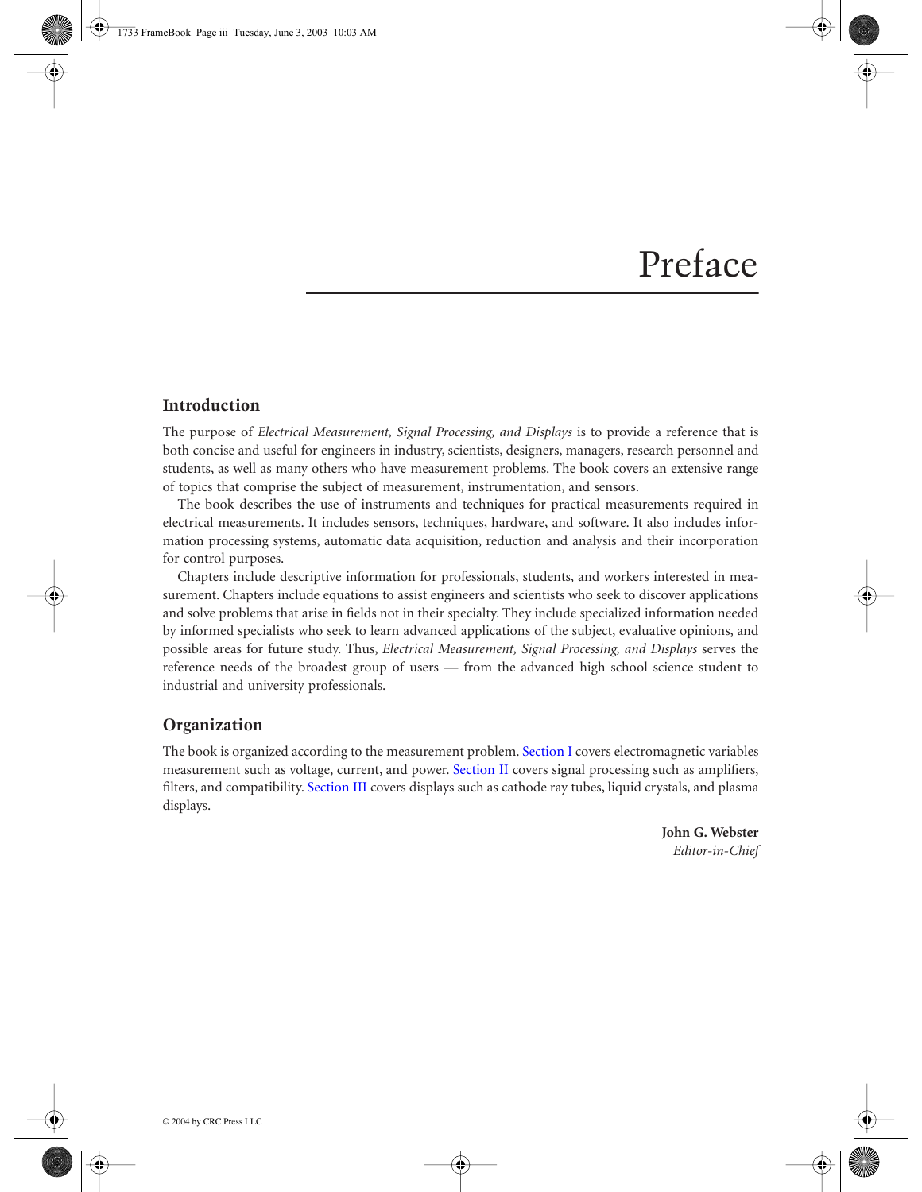# Preface

## Introduction

The purpose of *Electrical Measurement, Signal Processing, and Displays* is to provide a reference that is both concise and useful for engineers in industry, scientists, designers, managers, research personnel and students, as well as many others who have measurement problems. The book covers an extensive range of topics that comprise the subject of measurement, instrumentation, and sensors.

The book describes the use of instruments and techniques for practical measurements required in electrical measurements. It includes sensors, techniques, hardware, and software. It also includes information processing systems, automatic data acquisition, reduction and analysis and their incorporation for control purposes.

Chapters include descriptive information for professionals, students, and workers interested in measurement. Chapters include equations to assist engineers and scientists who seek to discover applications and solve problems that arise in fields not in their specialty. They include specialized information needed by informed specialists who seek to learn advanced applications of the subject, evaluative opinions, and possible areas for future study. Thus, *Electrical Measurement, Signal Processing, and Displays* serves the reference needs of the broadest group of users — from the advanced high school science student to industrial and university professionals.

## Organization

The book is organized according to the measurement problem. Section I covers electromagnetic variables measurement such as voltage, current, and power. Section II covers signal processing such as amplifiers, filters, and compatibility. Section III covers displays such as cathode ray tubes, liquid crystals, and plasma displays.

**John G. Webster**
*Editor-in-Chief*

© 2004 by CRC Press LLC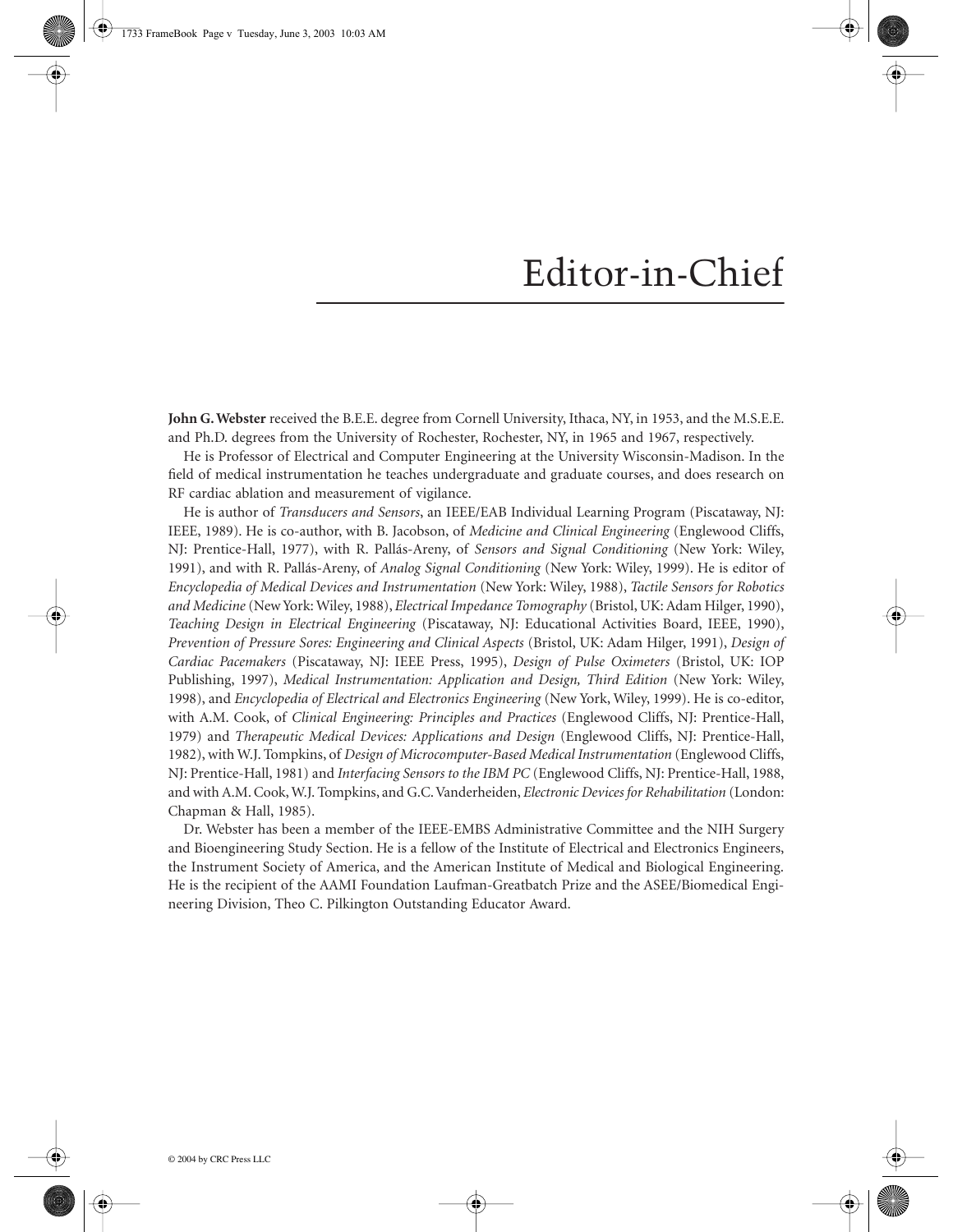# Editor-in-Chief

**John G. Webster** received the B.E.E. degree from Cornell University, Ithaca, NY, in 1953, and the M.S.E.E. and Ph.D. degrees from the University of Rochester, Rochester, NY, in 1965 and 1967, respectively.

He is Professor of Electrical and Computer Engineering at the University Wisconsin-Madison. In the field of medical instrumentation he teaches undergraduate and graduate courses, and does research on RF cardiac ablation and measurement of vigilance.

He is author of *Transducers and Sensors*, an IEEE/EAB Individual Learning Program (Piscataway, NJ: IEEE, 1989). He is co-author, with B. Jacobson, of *Medicine and Clinical Engineering* (Englewood Cliffs, NJ: Prentice-Hall, 1977), with R. Pallás-Areny, of *Sensors and Signal Conditioning* (New York: Wiley, 1991), and with R. Pallás-Areny, of *Analog Signal Conditioning* (New York: Wiley, 1999). He is editor of *Encyclopedia of Medical Devices and Instrumentation* (New York: Wiley, 1988), *Tactile Sensors for Robotics and Medicine* (New York: Wiley, 1988), *Electrical Impedance Tomography* (Bristol, UK: Adam Hilger, 1990), *Teaching Design in Electrical Engineering* (Piscataway, NJ: Educational Activities Board, IEEE, 1990), *Prevention of Pressure Sores: Engineering and Clinical Aspects* (Bristol, UK: Adam Hilger, 1991), *Design of Cardiac Pacemakers* (Piscataway, NJ: IEEE Press, 1995), *Design of Pulse Oximeters* (Bristol, UK: IOP Publishing, 1997), *Medical Instrumentation: Application and Design, Third Edition* (New York: Wiley, 1998), and *Encyclopedia of Electrical and Electronics Engineering* (New York, Wiley, 1999). He is co-editor, with A.M. Cook, of *Clinical Engineering: Principles and Practices* (Englewood Cliffs, NJ: Prentice-Hall, 1979) and *Therapeutic Medical Devices: Applications and Design* (Englewood Cliffs, NJ: Prentice-Hall, 1982), with W.J. Tompkins, of *Design of Microcomputer-Based Medical Instrumentation* (Englewood Cliffs, NJ: Prentice-Hall, 1981) and *Interfacing Sensors to the IBM PC* (Englewood Cliffs, NJ: Prentice-Hall, 1988, and with A.M. Cook, W.J. Tompkins, and G.C. Vanderheiden, *Electronic Devices for Rehabilitation* (London: Chapman & Hall, 1985).

Dr. Webster has been a member of the IEEE-EMBS Administrative Committee and the NIH Surgery and Bioengineering Study Section. He is a fellow of the Institute of Electrical and Electronics Engineers, the Instrument Society of America, and the American Institute of Medical and Biological Engineering. He is the recipient of the AAMI Foundation Laufman-Greatbatch Prize and the ASEE/Biomedical Engineering Division, Theo C. Pilkington Outstanding Educator Award.

© 2004 by CRC Press LLC